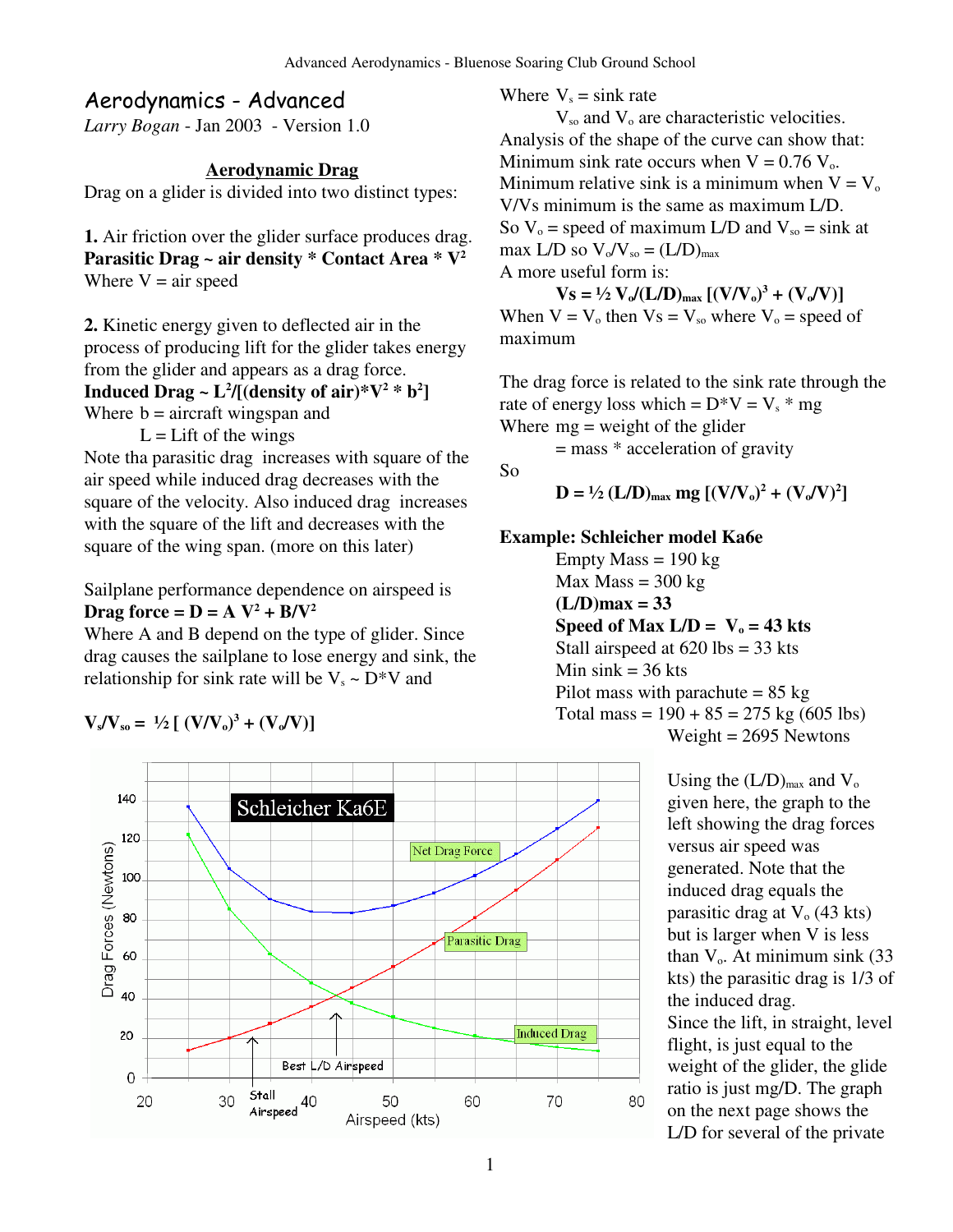# Aerodynamics - Advanced

*Larry Bogan* - Jan 2003 - Version 1.0

## Aerodynamic Drag

Drag on a glider is divided into two distinct types:

**1.** Air friction over the glider surface produces drag.
**Parasitic Drag ~ air density * Contact Area * $V^2$**
Where V = air speed

**2.** Kinetic energy given to deflected air in the process of producing lift for the glider takes energy from the glider and appears as a drag force.
**Induced Drag ~ $L^2$/[(density of air)*$V^2$ * $b^2$]**
Where b = aircraft wingspan and
L = Lift of the wings

Note tha parasitic drag increases with square of the air speed while induced drag decreases with the square of the velocity. Also induced drag increases with the square of the lift and decreases with the square of the wing span. (more on this later)

Sailplane performance dependence on airspeed is
**Drag force = D = A $V^2$ + B/$V^2$**
Where A and B depend on the type of glider. Since drag causes the sailplane to lose energy and sink, the relationship for sink rate will be $V_s$ ~ D*V and

$$V_s/V_{so} = \frac{1}{2} [ (V/V_o)^3 + (V_o/V)]$$

Where $V_s$ = sink rate
$V_{so}$ and $V_o$ are characteristic velocities.

Analysis of the shape of the curve can show that:
Minimum sink rate occurs when V = 0.76 $V_o$.
Minimum relative sink is a minimum when V = $V_o$
V/Vs minimum is the same as maximum L/D.
So $V_o$ = speed of maximum L/D and $V_{so}$ = sink at max L/D so $V_o/V_{so} = (L/D)_{max}$

A more useful form is:

$$Vs = \frac{1}{2} V_o/(L/D)_{max} [(V/V_o)^3 + (V_o/V)]$$

When V = $V_o$ then Vs = $V_{so}$ where $V_o$ = speed of maximum

The drag force is related to the sink rate through the rate of energy loss which = D*V = $V_s$ * mg
Where mg = weight of the glider
= mass * acceleration of gravity

So

$$D = \frac{1}{2} (L/D)_{max}\, mg [(V/V_o)^2 + (V_o/V)^2]$$

**Example: Schleicher model Ka6e**

Empty Mass = 190 kg
Max Mass = 300 kg
**(L/D)max = 33**
**Speed of Max L/D = $V_o$ = 43 kts**
Stall airspeed at 620 lbs = 33 kts
Min sink = 36 kts
Pilot mass with parachute = 85 kg
Total mass = 190 + 85 = 275 kg (605 lbs)
Weight = 2695 Newtons

Using the $(L/D)_{max}$ and $V_o$ given here, the graph to the left showing the drag forces versus air speed was generated. Note that the induced drag equals the parasitic drag at $V_o$ (43 kts) but is larger when V is less than $V_o$. At minimum sink (33 kts) the parasitic drag is 1/3 of the induced drag.

Since the lift, in straight, level flight, is just equal to the weight of the glider, the glide ratio is just mg/D. The graph on the next page shows the L/D for several of the private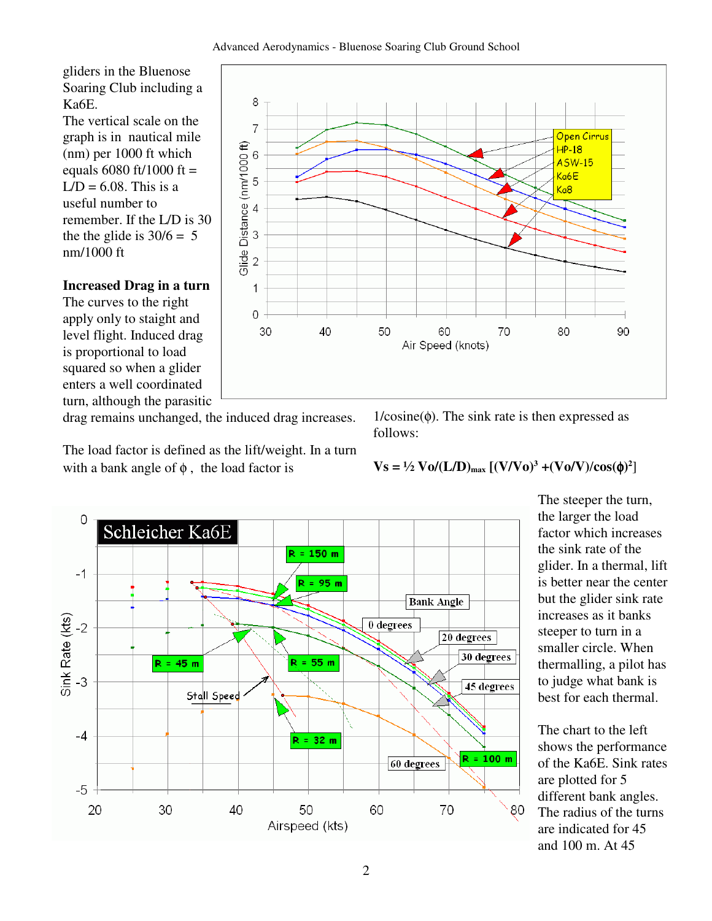gliders in the Bluenose Soaring Club including a Ka6E.

The vertical scale on the graph is in nautical mile (nm) per 1000 ft which equals 6080 ft/1000 ft = L/D = 6.08. This is a useful number to remember. If the L/D is 30 the the glide is 30/6 = 5 nm/1000 ft

**Increased Drag in a turn**

The curves to the right apply only to straight and level flight. Induced drag is proportional to load squared so when a glider enters a well coordinated turn, although the parasitic drag remains unchanged, the induced drag increases.

The load factor is defined as the lift/weight. In a turn with a bank angle of $\phi$, the load factor is $1/\cos(\phi)$. The sink rate is then expressed as follows:

$$V_s = \frac{1}{2} V_o/(L/D)_{max} \left[(V/V_o)^3 + (V_o/V)/\cos(\phi)^2\right]$$

The steeper the turn, the larger the load factor which increases the sink rate of the glider. In a thermal, lift is better near the center but the glider sink rate increases as it banks steeper to turn in a smaller circle. When thermalling, a pilot has to judge what bank is best for each thermal.

The chart to the left shows the performance of the Ka6E. Sink rates are plotted for 5 different bank angles. The radius of the turns are indicated for 45 and 100 m. At 45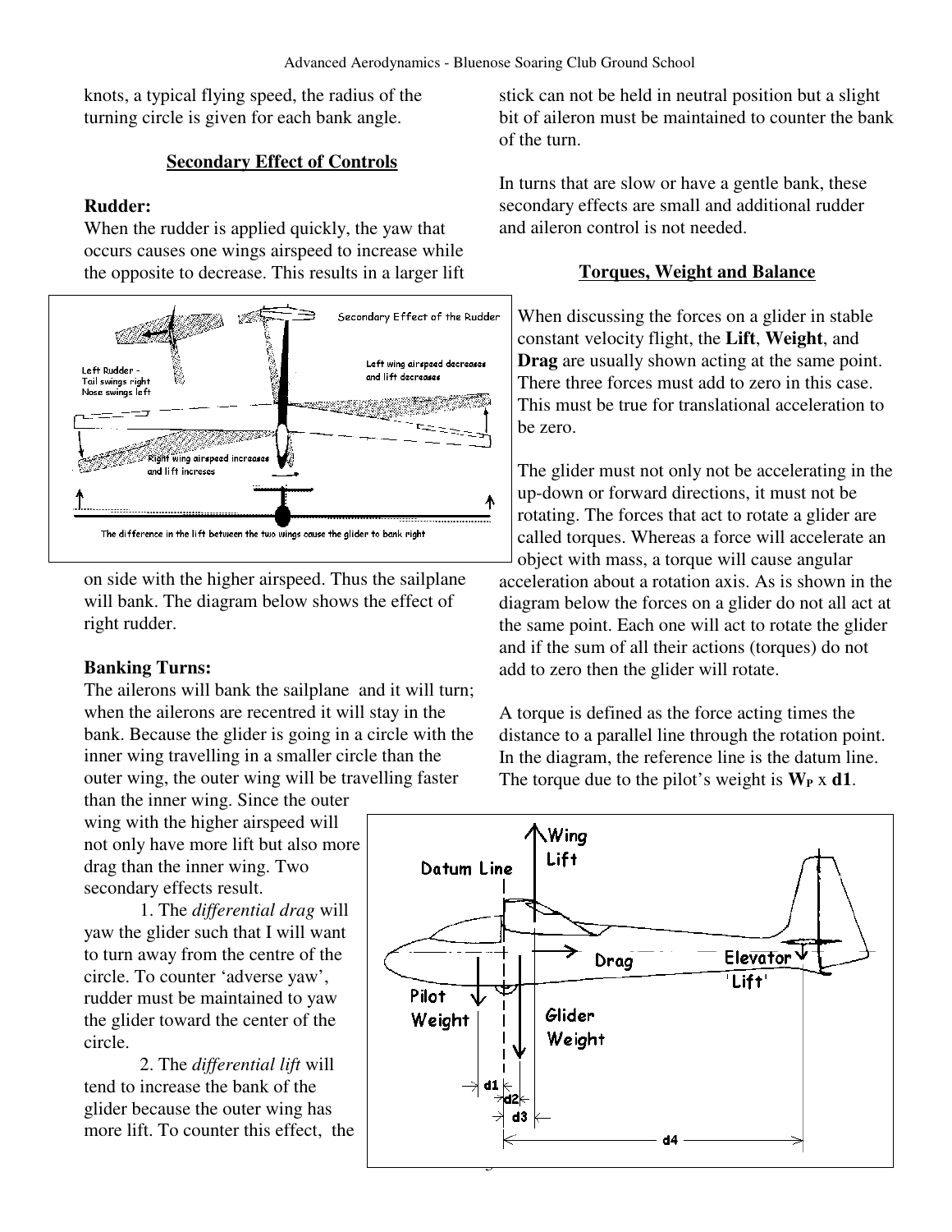knots, a typical flying speed, the radius of the turning circle is given for each bank angle.

## Secondary Effect of Controls

**Rudder:**
When the rudder is applied quickly, the yaw that occurs causes one wings airspeed to increase while the opposite to decrease. This results in a larger lift on side with the higher airspeed. Thus the sailplane will bank. The diagram below shows the effect of right rudder.

**Banking Turns:**
The ailerons will bank the sailplane and it will turn; when the ailerons are recentred it will stay in the bank. Because the glider is going in a circle with the inner wing travelling in a smaller circle than the outer wing, the outer wing will be travelling faster than the inner wing. Since the outer wing with the higher airspeed will not only have more lift but also more drag than the inner wing. Two secondary effects result.

1. The *differential drag* will yaw the glider such that I will want to turn away from the centre of the circle. To counter 'adverse yaw', rudder must be maintained to yaw the glider toward the center of the circle.

2. The *differential lift* will tend to increase the bank of the glider because the outer wing has more lift. To counter this effect, the stick can not be held in neutral position but a slight bit of aileron must be maintained to counter the bank of the turn.

In turns that are slow or have a gentle bank, these secondary effects are small and additional rudder and aileron control is not needed.

## Torques, Weight and Balance

When discussing the forces on a glider in stable constant velocity flight, the **Lift**, **Weight**, and **Drag** are usually shown acting at the same point. There three forces must add to zero in this case. This must be true for translational acceleration to be zero.

The glider must not only not be accelerating in the up-down or forward directions, it must not be rotating. The forces that act to rotate a glider are called torques. Whereas a force will accelerate an object with mass, a torque will cause angular acceleration about a rotation axis. As is shown in the diagram below the forces on a glider do not all act at the same point. Each one will act to rotate the glider and if the sum of all their actions (torques) do not add to zero then the glider will rotate.

A torque is defined as the force acting times the distance to a parallel line through the rotation point. In the diagram, the reference line is the datum line. The torque due to the pilot's weight is $\mathbf{W_P}$ x **d1**.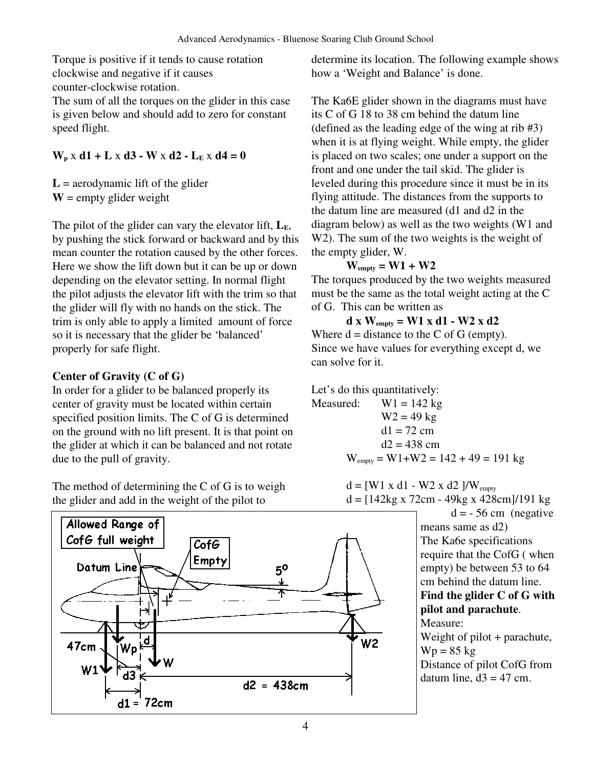Torque is positive if it tends to cause rotation clockwise and negative if it causes counter-clockwise rotation.

The sum of all the torques on the glider in this case is given below and should add to zero for constant speed flight.

$$\mathbf{W_p \times d1 + L \times d3 - W \times d2 - L_E \times d4 = 0}$$

**L** = aerodynamic lift of the glider
**W** = empty glider weight

The pilot of the glider can vary the elevator lift, $\mathbf{L_E}$, by pushing the stick forward or backward and by this mean counter the rotation caused by the other forces. Here we show the lift down but it can be up or down depending on the elevator setting. In normal flight the pilot adjusts the elevator lift with the trim so that the glider will fly with no hands on the stick. The trim is only able to apply a limited amount of force so it is necessary that the glider be 'balanced' properly for safe flight.

**Center of Gravity (C of G)**

In order for a glider to be balanced properly its center of gravity must be located within certain specified position limits. The C of G is determined on the ground with no lift present. It is that point on the glider at which it can be balanced and not rotate due to the pull of gravity.

The method of determining the C of G is to weigh the glider and add in the weight of the pilot to determine its location. The following example shows how a 'Weight and Balance' is done.

The Ka6E glider shown in the diagrams must have its C of G 18 to 38 cm behind the datum line (defined as the leading edge of the wing at rib #3) when it is at flying weight. While empty, the glider is placed on two scales; one under a support on the front and one under the tail skid. The glider is leveled during this procedure since it must be in its flying attitude. The distances from the supports to the datum line are measured (d1 and d2 in the diagram below) as well as the two weights (W1 and W2). The sum of the two weights is the weight of the empty glider, W.

$$\mathbf{W_{empty} = W1 + W2}$$

The torques produced by the two weights measured must be the same as the total weight acting at the C of G. This can be written as

$$\mathbf{d \times W_{empty} = W1 \times d1 - W2 \times d2}$$

Where d = distance to the C of G (empty).
Since we have values for everything except d, we can solve for it.

Let's do this quantitatively:

Measured:
W1 = 142 kg
W2 = 49 kg
d1 = 72 cm
d2 = 438 cm

$W_{empty} = W1+W2 = 142 + 49 = 191$ kg

$d = [W1 \times d1 - W2 \times d2]/W_{empty}$

$d = [142\text{kg} \times 72\text{cm} - 49\text{kg} \times 428\text{cm}]/191\text{ kg}$

$d = -56$ cm (negative means same as d2)

The Ka6e specifications require that the CofG (when empty) be between 53 to 64 cm behind the datum line.

**Find the glider C of G with pilot and parachute**.

Measure:
Weight of pilot + parachute, Wp = 85 kg
Distance of pilot CofG from datum line, d3 = 47 cm.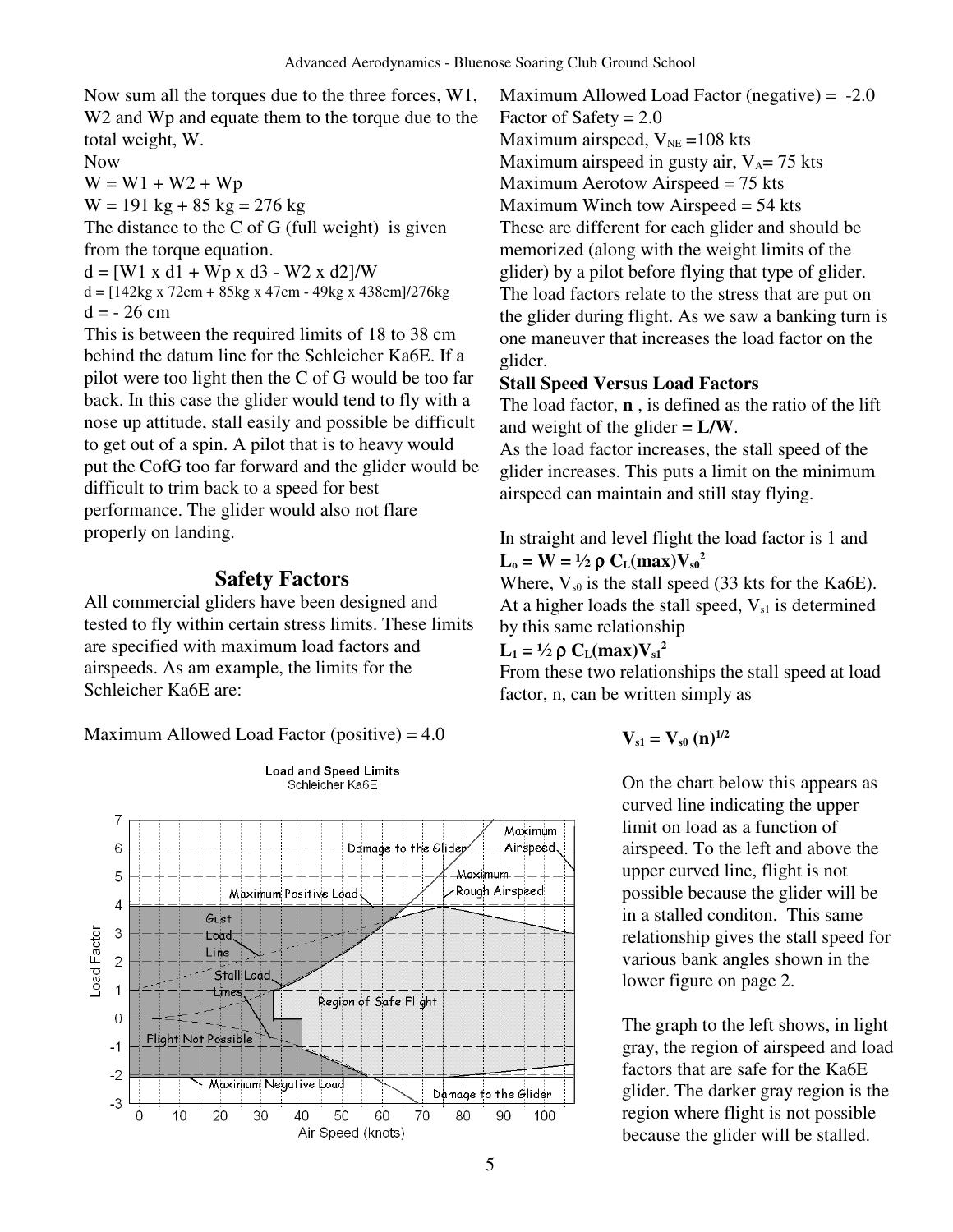Now sum all the torques due to the three forces, W1, W2 and Wp and equate them to the torque due to the total weight, W.

Now

W = W1 + W2 + Wp

W = 191 kg + 85 kg = 276 kg

The distance to the C of G (full weight) is given from the torque equation.

d = [W1 x d1 + Wp x d3 - W2 x d2]/W

d = [142kg x 72cm + 85kg x 47cm - 49kg x 438cm]/276kg

d = - 26 cm

This is between the required limits of 18 to 38 cm behind the datum line for the Schleicher Ka6E. If a pilot were too light then the C of G would be too far back. In this case the glider would tend to fly with a nose up attitude, stall easily and possible be difficult to get out of a spin. A pilot that is to heavy would put the CofG too far forward and the glider would be difficult to trim back to a speed for best performance. The glider would also not flare properly on landing.

## Safety Factors

All commercial gliders have been designed and tested to fly within certain stress limits. These limits are specified with maximum load factors and airspeeds. As am example, the limits for the Schleicher Ka6E are:

Maximum Allowed Load Factor (positive) = 4.0

Maximum Allowed Load Factor (negative) = -2.0

Factor of Safety = 2.0

Maximum airspeed, $V_{NE}$ =108 kts

Maximum airspeed in gusty air, $V_A$= 75 kts

Maximum Aerotow Airspeed = 75 kts

Maximum Winch tow Airspeed = 54 kts

These are different for each glider and should be memorized (along with the weight limits of the glider) by a pilot before flying that type of glider. The load factors relate to the stress that are put on the glider during flight. As we saw a banking turn is one maneuver that increases the load factor on the glider.

**Stall Speed Versus Load Factors**

The load factor, **n** , is defined as the ratio of the lift and weight of the glider **= L/W**.

As the load factor increases, the stall speed of the glider increases. This puts a limit on the minimum airspeed can maintain and still stay flying.

In straight and level flight the load factor is 1 and

$$L_o = W = \frac{1}{2} \rho\, C_L(max) V_{s0}^2$$

Where, $V_{s0}$ is the stall speed (33 kts for the Ka6E). At a higher loads the stall speed, $V_{s1}$ is determined by this same relationship

$$L_1 = \frac{1}{2} \rho\, C_L(max) V_{s1}^2$$

From these two relationships the stall speed at load factor, n, can be written simply as

$$V_{s1} = V_{s0}\, (n)^{1/2}$$

Load and Speed Limits
Schleicher Ka6E

On the chart below this appears as curved line indicating the upper limit on load as a function of airspeed. To the left and above the upper curved line, flight is not possible because the glider will be in a stalled conditon. This same relationship gives the stall speed for various bank angles shown in the lower figure on page 2.

The graph to the left shows, in light gray, the region of airspeed and load factors that are safe for the Ka6E glider. The darker gray region is the region where flight is not possible because the glider will be stalled.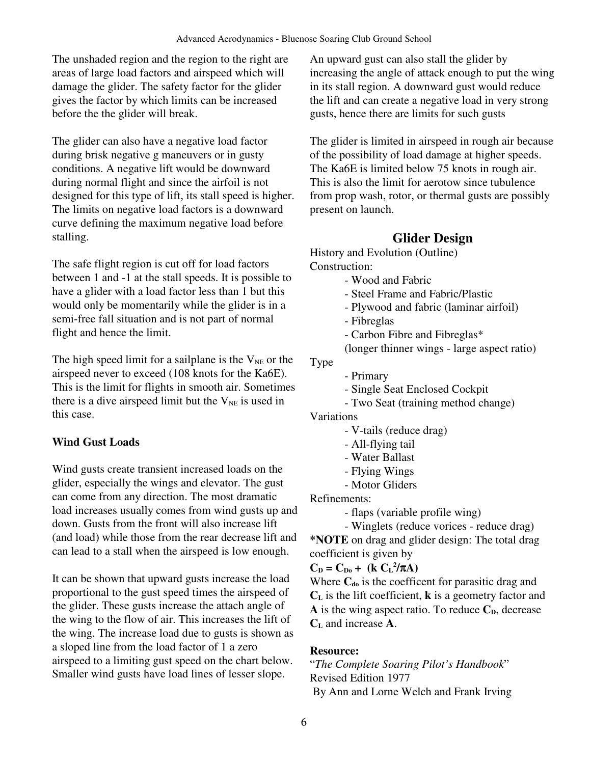The unshaded region and the region to the right are areas of large load factors and airspeed which will damage the glider. The safety factor for the glider gives the factor by which limits can be increased before the the glider will break.

The glider can also have a negative load factor during brisk negative g maneuvers or in gusty conditions. A negative lift would be downward during normal flight and since the airfoil is not designed for this type of lift, its stall speed is higher. The limits on negative load factors is a downward curve defining the maximum negative load before stalling.

The safe flight region is cut off for load factors between 1 and -1 at the stall speeds. It is possible to have a glider with a load factor less than 1 but this would only be momentarily while the glider is in a semi-free fall situation and is not part of normal flight and hence the limit.

The high speed limit for a sailplane is the $V_{NE}$ or the airspeed never to exceed (108 knots for the Ka6E). This is the limit for flights in smooth air. Sometimes there is a dive airspeed limit but the $V_{NE}$ is used in this case.

**Wind Gust Loads**

Wind gusts create transient increased loads on the glider, especially the wings and elevator. The gust can come from any direction. The most dramatic load increases usually comes from wind gusts up and down. Gusts from the front will also increase lift (and load) while those from the rear decrease lift and can lead to a stall when the airspeed is low enough.

It can be shown that upward gusts increase the load proportional to the gust speed times the airspeed of the glider. These gusts increase the attach angle of the wing to the flow of air. This increases the lift of the wing. The increase load due to gusts is shown as a sloped line from the load factor of 1 a zero airspeed to a limiting gust speed on the chart below. Smaller wind gusts have load lines of lesser slope.

An upward gust can also stall the glider by increasing the angle of attack enough to put the wing in its stall region. A downward gust would reduce the lift and can create a negative load in very strong gusts, hence there are limits for such gusts

The glider is limited in airspeed in rough air because of the possibility of load damage at higher speeds. The Ka6E is limited below 75 knots in rough air. This is also the limit for aerotow since tubulence from prop wash, rotor, or thermal gusts are possibly present on launch.

## Glider Design

History and Evolution (Outline)

Construction:

- Wood and Fabric
- Steel Frame and Fabric/Plastic
- Plywood and fabric (laminar airfoil)
- Fibreglas
- Carbon Fibre and Fibreglas*
  (longer thinner wings - large aspect ratio)

Type

- Primary
- Single Seat Enclosed Cockpit
- Two Seat (training method change)

Variations

- V-tails (reduce drag)
- All-flying tail
- Water Ballast
- Flying Wings
- Motor Gliders

Refinements:

- flaps (variable profile wing)
- Winglets (reduce vorices - reduce drag)

***NOTE** on drag and glider design: The total drag coefficient is given by

$$\mathbf{C_D = C_{Do} + (k\, C_L^2/\pi A)}$$

Where $\mathbf{C_{do}}$ is the coefficent for parasitic drag and $\mathbf{C_L}$ is the lift coefficient, **k** is a geometry factor and **A** is the wing aspect ratio. To reduce $\mathbf{C_D}$, decrease $\mathbf{C_L}$ and increase **A**.

**Resource:**

"*The Complete Soaring Pilot's Handbook*"
Revised Edition 1977
By Ann and Lorne Welch and Frank Irving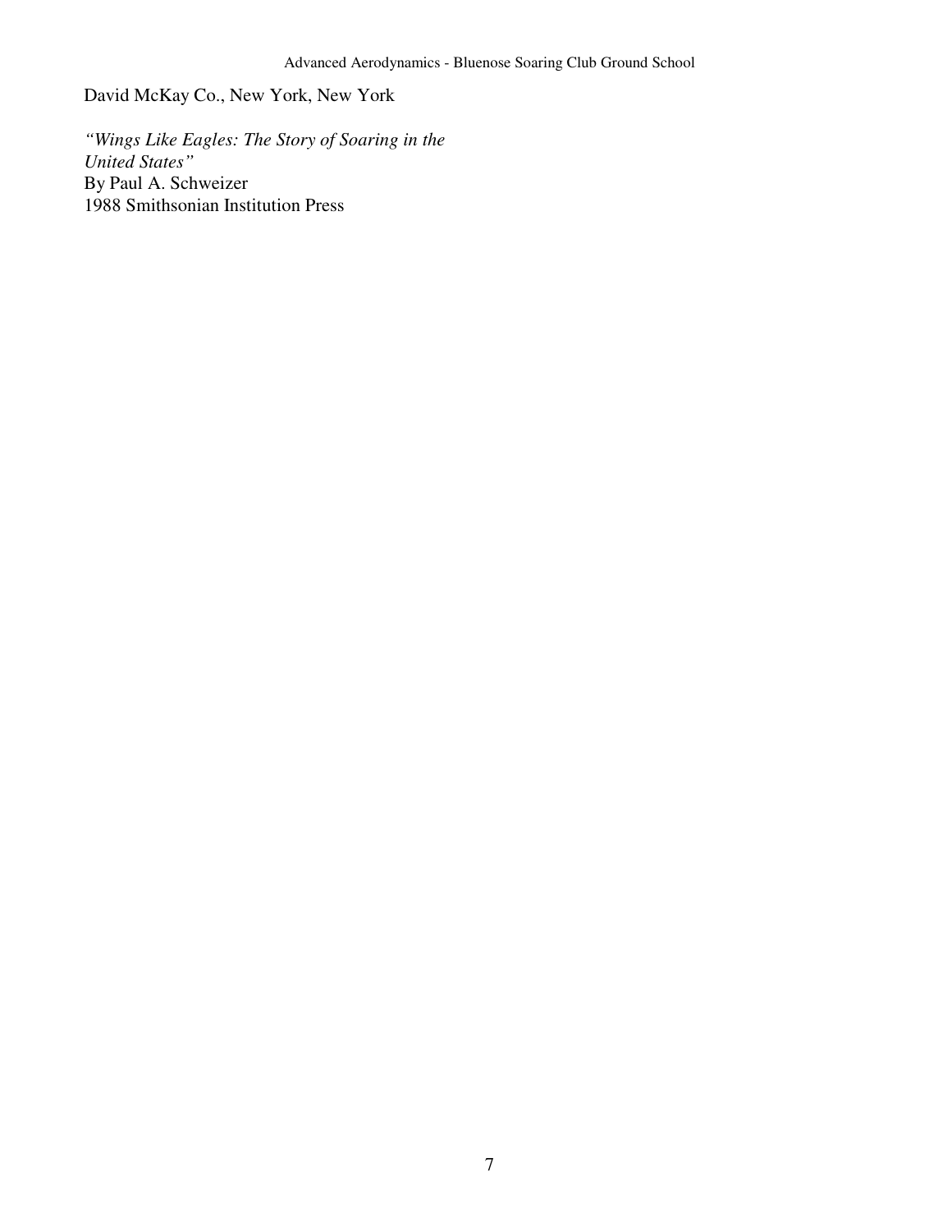David McKay Co., New York, New York

*"Wings Like Eagles: The Story of Soaring in the United States"*
By Paul A. Schweizer
1988 Smithsonian Institution Press